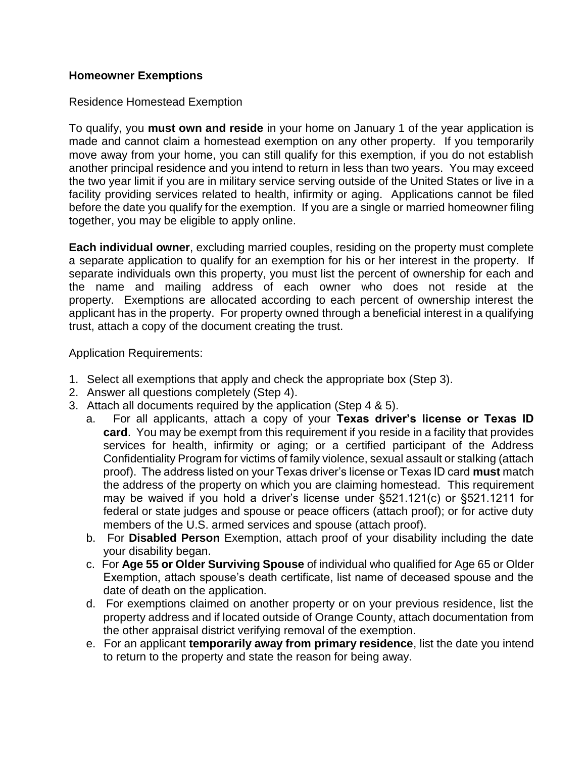**Homeowner Exemptions**

Residence Homestead Exemption

To qualify, you **must own and reside** in your home on January 1 of the year application is made and cannot claim a homestead exemption on any other property. If you temporarily move away from your home, you can still qualify for this exemption, if you do not establish another principal residence and you intend to return in less than two years. You may exceed the two year limit if you are in military service serving outside of the United States or live in a facility providing services related to health, infirmity or aging. Applications cannot be filed before the date you qualify for the exemption. If you are a single or married homeowner filing together, you may be eligible to apply online.

**Each individual owner**, excluding married couples, residing on the property must complete a separate application to qualify for an exemption for his or her interest in the property. If separate individuals own this property, you must list the percent of ownership for each and the name and mailing address of each owner who does not reside at the property. Exemptions are allocated according to each percent of ownership interest the applicant has in the property. For property owned through a beneficial interest in a qualifying trust, attach a copy of the document creating the trust.

Application Requirements:

1. Select all exemptions that apply and check the appropriate box (Step 3).
2. Answer all questions completely (Step 4).
3. Attach all documents required by the application (Step 4 & 5).
   a. For all applicants, attach a copy of your **Texas driver's license or Texas ID card**. You may be exempt from this requirement if you reside in a facility that provides services for health, infirmity or aging; or a certified participant of the Address Confidentiality Program for victims of family violence, sexual assault or stalking (attach proof). The address listed on your Texas driver's license or Texas ID card **must** match the address of the property on which you are claiming homestead. This requirement may be waived if you hold a driver's license under §521.121(c) or §521.1211 for federal or state judges and spouse or peace officers (attach proof); or for active duty members of the U.S. armed services and spouse (attach proof).
   b. For **Disabled Person** Exemption, attach proof of your disability including the date your disability began.
   c. For **Age 55 or Older Surviving Spouse** of individual who qualified for Age 65 or Older Exemption, attach spouse's death certificate, list name of deceased spouse and the date of death on the application.
   d. For exemptions claimed on another property or on your previous residence, list the property address and if located outside of Orange County, attach documentation from the other appraisal district verifying removal of the exemption.
   e. For an applicant **temporarily away from primary residence**, list the date you intend to return to the property and state the reason for being away.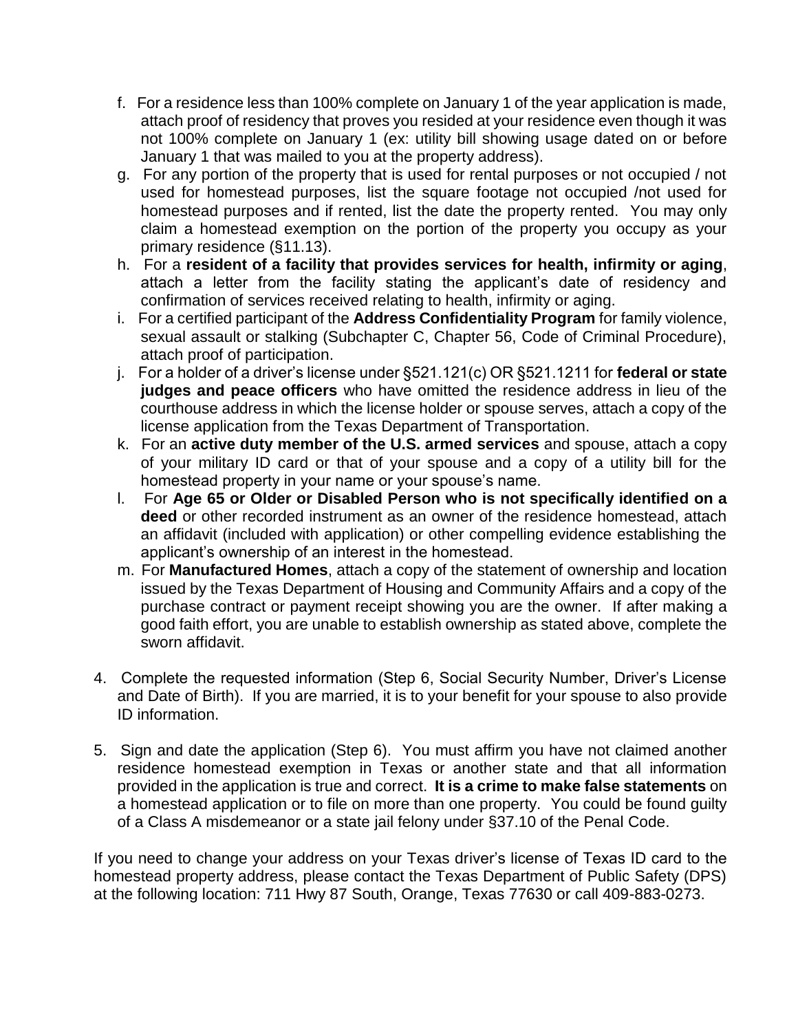f. For a residence less than 100% complete on January 1 of the year application is made, attach proof of residency that proves you resided at your residence even though it was not 100% complete on January 1 (ex: utility bill showing usage dated on or before January 1 that was mailed to you at the property address).

g. For any portion of the property that is used for rental purposes or not occupied / not used for homestead purposes, list the square footage not occupied /not used for homestead purposes and if rented, list the date the property rented. You may only claim a homestead exemption on the portion of the property you occupy as your primary residence (§11.13).

h. For a **resident of a facility that provides services for health, infirmity or aging**, attach a letter from the facility stating the applicant's date of residency and confirmation of services received relating to health, infirmity or aging.

i. For a certified participant of the **Address Confidentiality Program** for family violence, sexual assault or stalking (Subchapter C, Chapter 56, Code of Criminal Procedure), attach proof of participation.

j. For a holder of a driver's license under §521.121(c) OR §521.1211 for **federal or state judges and peace officers** who have omitted the residence address in lieu of the courthouse address in which the license holder or spouse serves, attach a copy of the license application from the Texas Department of Transportation.

k. For an **active duty member of the U.S. armed services** and spouse, attach a copy of your military ID card or that of your spouse and a copy of a utility bill for the homestead property in your name or your spouse's name.

l. For **Age 65 or Older or Disabled Person who is not specifically identified on a deed** or other recorded instrument as an owner of the residence homestead, attach an affidavit (included with application) or other compelling evidence establishing the applicant's ownership of an interest in the homestead.

m. For **Manufactured Homes**, attach a copy of the statement of ownership and location issued by the Texas Department of Housing and Community Affairs and a copy of the purchase contract or payment receipt showing you are the owner. If after making a good faith effort, you are unable to establish ownership as stated above, complete the sworn affidavit.

4. Complete the requested information (Step 6, Social Security Number, Driver's License and Date of Birth). If you are married, it is to your benefit for your spouse to also provide ID information.

5. Sign and date the application (Step 6). You must affirm you have not claimed another residence homestead exemption in Texas or another state and that all information provided in the application is true and correct. **It is a crime to make false statements** on a homestead application or to file on more than one property. You could be found guilty of a Class A misdemeanor or a state jail felony under §37.10 of the Penal Code.

If you need to change your address on your Texas driver's license of Texas ID card to the homestead property address, please contact the Texas Department of Public Safety (DPS) at the following location: 711 Hwy 87 South, Orange, Texas 77630 or call 409-883-0273.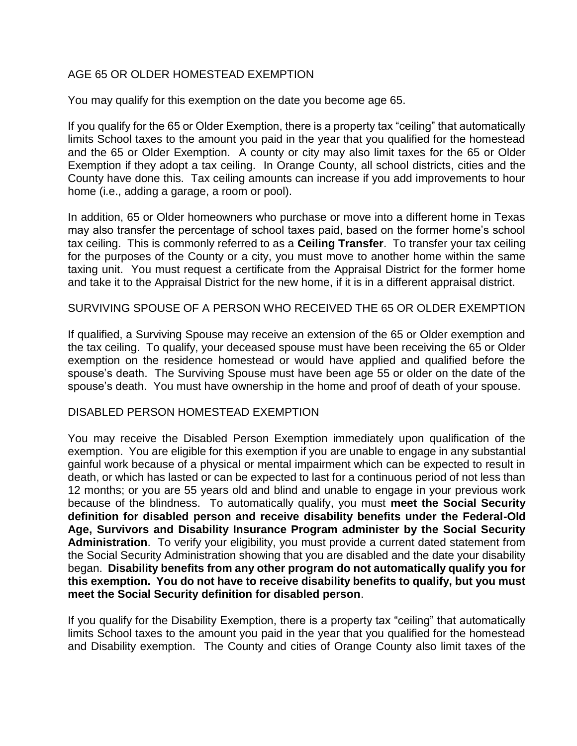## AGE 65 OR OLDER HOMESTEAD EXEMPTION

You may qualify for this exemption on the date you become age 65.

If you qualify for the 65 or Older Exemption, there is a property tax "ceiling" that automatically limits School taxes to the amount you paid in the year that you qualified for the homestead and the 65 or Older Exemption. A county or city may also limit taxes for the 65 or Older Exemption if they adopt a tax ceiling. In Orange County, all school districts, cities and the County have done this. Tax ceiling amounts can increase if you add improvements to hour home (i.e., adding a garage, a room or pool).

In addition, 65 or Older homeowners who purchase or move into a different home in Texas may also transfer the percentage of school taxes paid, based on the former home's school tax ceiling. This is commonly referred to as a **Ceiling Transfer**. To transfer your tax ceiling for the purposes of the County or a city, you must move to another home within the same taxing unit. You must request a certificate from the Appraisal District for the former home and take it to the Appraisal District for the new home, if it is in a different appraisal district.

## SURVIVING SPOUSE OF A PERSON WHO RECEIVED THE 65 OR OLDER EXEMPTION

If qualified, a Surviving Spouse may receive an extension of the 65 or Older exemption and the tax ceiling. To qualify, your deceased spouse must have been receiving the 65 or Older exemption on the residence homestead or would have applied and qualified before the spouse's death. The Surviving Spouse must have been age 55 or older on the date of the spouse's death. You must have ownership in the home and proof of death of your spouse.

## DISABLED PERSON HOMESTEAD EXEMPTION

You may receive the Disabled Person Exemption immediately upon qualification of the exemption. You are eligible for this exemption if you are unable to engage in any substantial gainful work because of a physical or mental impairment which can be expected to result in death, or which has lasted or can be expected to last for a continuous period of not less than 12 months; or you are 55 years old and blind and unable to engage in your previous work because of the blindness. To automatically qualify, you must **meet the Social Security definition for disabled person and receive disability benefits under the Federal-Old Age, Survivors and Disability Insurance Program administer by the Social Security Administration**. To verify your eligibility, you must provide a current dated statement from the Social Security Administration showing that you are disabled and the date your disability began. **Disability benefits from any other program do not automatically qualify you for this exemption. You do not have to receive disability benefits to qualify, but you must meet the Social Security definition for disabled person**.

If you qualify for the Disability Exemption, there is a property tax "ceiling" that automatically limits School taxes to the amount you paid in the year that you qualified for the homestead and Disability exemption. The County and cities of Orange County also limit taxes of the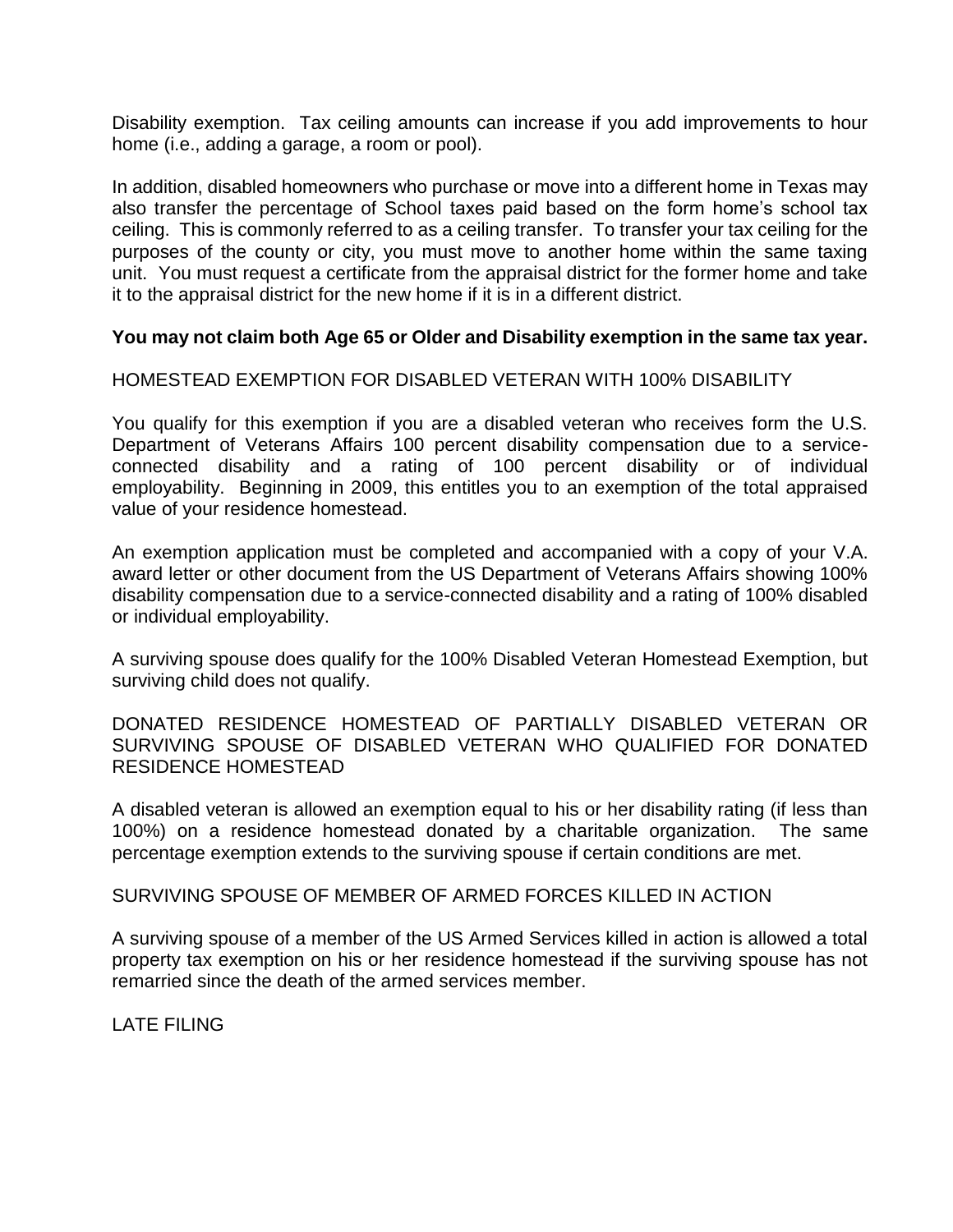Disability exemption. Tax ceiling amounts can increase if you add improvements to hour home (i.e., adding a garage, a room or pool).

In addition, disabled homeowners who purchase or move into a different home in Texas may also transfer the percentage of School taxes paid based on the form home's school tax ceiling. This is commonly referred to as a ceiling transfer. To transfer your tax ceiling for the purposes of the county or city, you must move to another home within the same taxing unit. You must request a certificate from the appraisal district for the former home and take it to the appraisal district for the new home if it is in a different district.

**You may not claim both Age 65 or Older and Disability exemption in the same tax year.**

HOMESTEAD EXEMPTION FOR DISABLED VETERAN WITH 100% DISABILITY

You qualify for this exemption if you are a disabled veteran who receives form the U.S. Department of Veterans Affairs 100 percent disability compensation due to a service-connected disability and a rating of 100 percent disability or of individual employability. Beginning in 2009, this entitles you to an exemption of the total appraised value of your residence homestead.

An exemption application must be completed and accompanied with a copy of your V.A. award letter or other document from the US Department of Veterans Affairs showing 100% disability compensation due to a service-connected disability and a rating of 100% disabled or individual employability.

A surviving spouse does qualify for the 100% Disabled Veteran Homestead Exemption, but surviving child does not qualify.

DONATED RESIDENCE HOMESTEAD OF PARTIALLY DISABLED VETERAN OR SURVIVING SPOUSE OF DISABLED VETERAN WHO QUALIFIED FOR DONATED RESIDENCE HOMESTEAD

A disabled veteran is allowed an exemption equal to his or her disability rating (if less than 100%) on a residence homestead donated by a charitable organization. The same percentage exemption extends to the surviving spouse if certain conditions are met.

SURVIVING SPOUSE OF MEMBER OF ARMED FORCES KILLED IN ACTION

A surviving spouse of a member of the US Armed Services killed in action is allowed a total property tax exemption on his or her residence homestead if the surviving spouse has not remarried since the death of the armed services member.

LATE FILING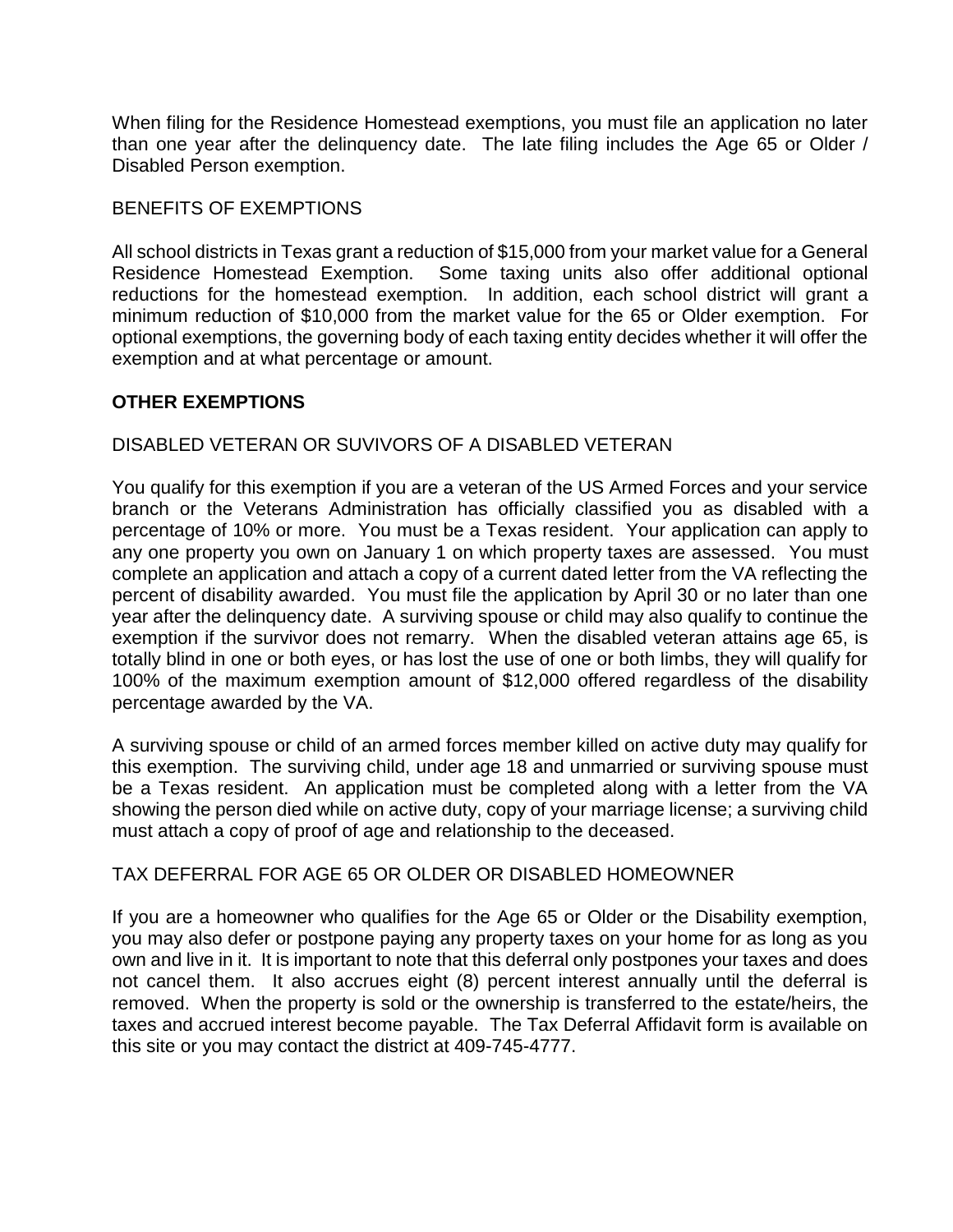When filing for the Residence Homestead exemptions, you must file an application no later than one year after the delinquency date. The late filing includes the Age 65 or Older / Disabled Person exemption.

BENEFITS OF EXEMPTIONS

All school districts in Texas grant a reduction of $15,000 from your market value for a General Residence Homestead Exemption. Some taxing units also offer additional optional reductions for the homestead exemption. In addition, each school district will grant a minimum reduction of $10,000 from the market value for the 65 or Older exemption. For optional exemptions, the governing body of each taxing entity decides whether it will offer the exemption and at what percentage or amount.

## OTHER EXEMPTIONS

DISABLED VETERAN OR SUVIVORS OF A DISABLED VETERAN

You qualify for this exemption if you are a veteran of the US Armed Forces and your service branch or the Veterans Administration has officially classified you as disabled with a percentage of 10% or more. You must be a Texas resident. Your application can apply to any one property you own on January 1 on which property taxes are assessed. You must complete an application and attach a copy of a current dated letter from the VA reflecting the percent of disability awarded. You must file the application by April 30 or no later than one year after the delinquency date. A surviving spouse or child may also qualify to continue the exemption if the survivor does not remarry. When the disabled veteran attains age 65, is totally blind in one or both eyes, or has lost the use of one or both limbs, they will qualify for 100% of the maximum exemption amount of $12,000 offered regardless of the disability percentage awarded by the VA.

A surviving spouse or child of an armed forces member killed on active duty may qualify for this exemption. The surviving child, under age 18 and unmarried or surviving spouse must be a Texas resident. An application must be completed along with a letter from the VA showing the person died while on active duty, copy of your marriage license; a surviving child must attach a copy of proof of age and relationship to the deceased.

TAX DEFERRAL FOR AGE 65 OR OLDER OR DISABLED HOMEOWNER

If you are a homeowner who qualifies for the Age 65 or Older or the Disability exemption, you may also defer or postpone paying any property taxes on your home for as long as you own and live in it. It is important to note that this deferral only postpones your taxes and does not cancel them. It also accrues eight (8) percent interest annually until the deferral is removed. When the property is sold or the ownership is transferred to the estate/heirs, the taxes and accrued interest become payable. The Tax Deferral Affidavit form is available on this site or you may contact the district at 409-745-4777.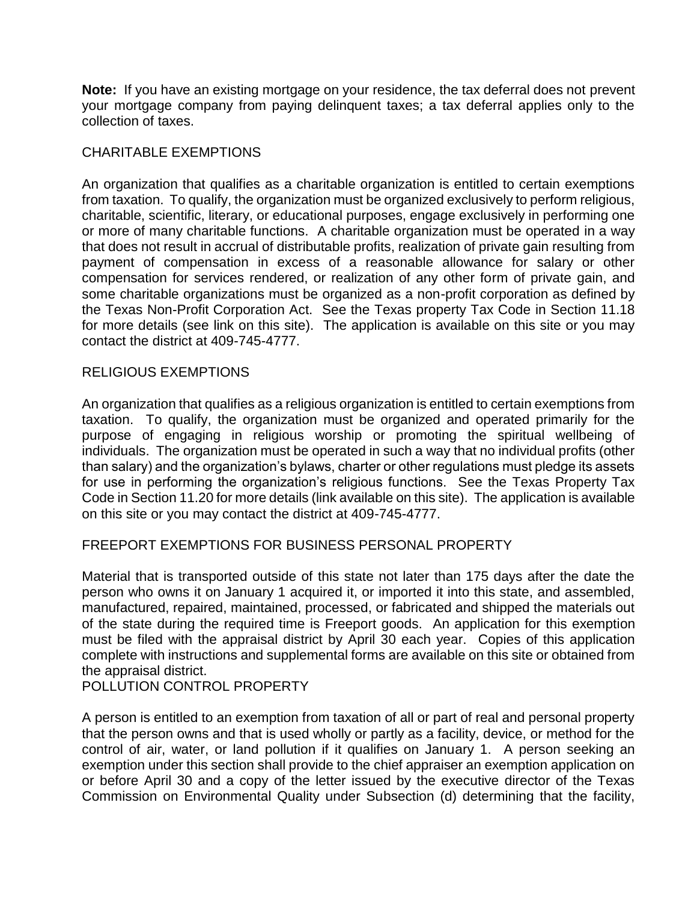**Note:** If you have an existing mortgage on your residence, the tax deferral does not prevent your mortgage company from paying delinquent taxes; a tax deferral applies only to the collection of taxes.

## CHARITABLE EXEMPTIONS

An organization that qualifies as a charitable organization is entitled to certain exemptions from taxation. To qualify, the organization must be organized exclusively to perform religious, charitable, scientific, literary, or educational purposes, engage exclusively in performing one or more of many charitable functions. A charitable organization must be operated in a way that does not result in accrual of distributable profits, realization of private gain resulting from payment of compensation in excess of a reasonable allowance for salary or other compensation for services rendered, or realization of any other form of private gain, and some charitable organizations must be organized as a non-profit corporation as defined by the Texas Non-Profit Corporation Act. See the Texas property Tax Code in Section 11.18 for more details (see link on this site). The application is available on this site or you may contact the district at 409-745-4777.

## RELIGIOUS EXEMPTIONS

An organization that qualifies as a religious organization is entitled to certain exemptions from taxation. To qualify, the organization must be organized and operated primarily for the purpose of engaging in religious worship or promoting the spiritual wellbeing of individuals. The organization must be operated in such a way that no individual profits (other than salary) and the organization's bylaws, charter or other regulations must pledge its assets for use in performing the organization's religious functions. See the Texas Property Tax Code in Section 11.20 for more details (link available on this site). The application is available on this site or you may contact the district at 409-745-4777.

## FREEPORT EXEMPTIONS FOR BUSINESS PERSONAL PROPERTY

Material that is transported outside of this state not later than 175 days after the date the person who owns it on January 1 acquired it, or imported it into this state, and assembled, manufactured, repaired, maintained, processed, or fabricated and shipped the materials out of the state during the required time is Freeport goods. An application for this exemption must be filed with the appraisal district by April 30 each year. Copies of this application complete with instructions and supplemental forms are available on this site or obtained from the appraisal district.

## POLLUTION CONTROL PROPERTY

A person is entitled to an exemption from taxation of all or part of real and personal property that the person owns and that is used wholly or partly as a facility, device, or method for the control of air, water, or land pollution if it qualifies on January 1. A person seeking an exemption under this section shall provide to the chief appraiser an exemption application on or before April 30 and a copy of the letter issued by the executive director of the Texas Commission on Environmental Quality under Subsection (d) determining that the facility,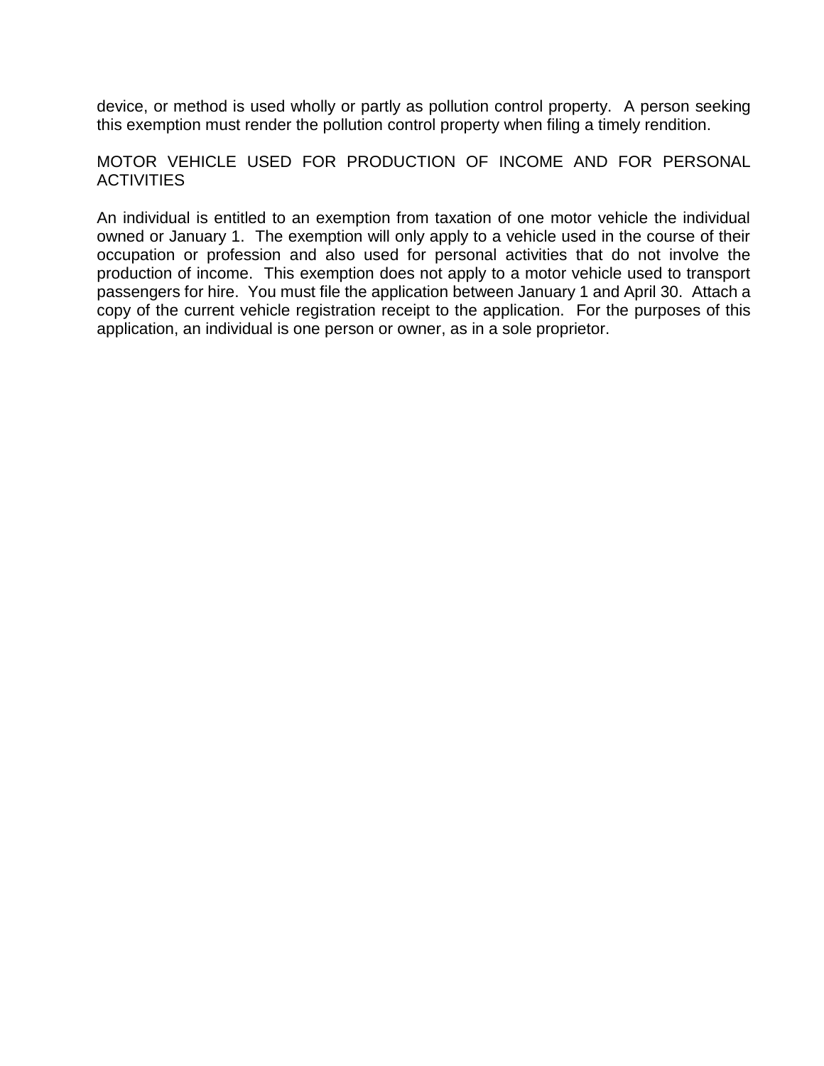device, or method is used wholly or partly as pollution control property. A person seeking this exemption must render the pollution control property when filing a timely rendition.

## MOTOR VEHICLE USED FOR PRODUCTION OF INCOME AND FOR PERSONAL ACTIVITIES

An individual is entitled to an exemption from taxation of one motor vehicle the individual owned or January 1. The exemption will only apply to a vehicle used in the course of their occupation or profession and also used for personal activities that do not involve the production of income. This exemption does not apply to a motor vehicle used to transport passengers for hire. You must file the application between January 1 and April 30. Attach a copy of the current vehicle registration receipt to the application. For the purposes of this application, an individual is one person or owner, as in a sole proprietor.